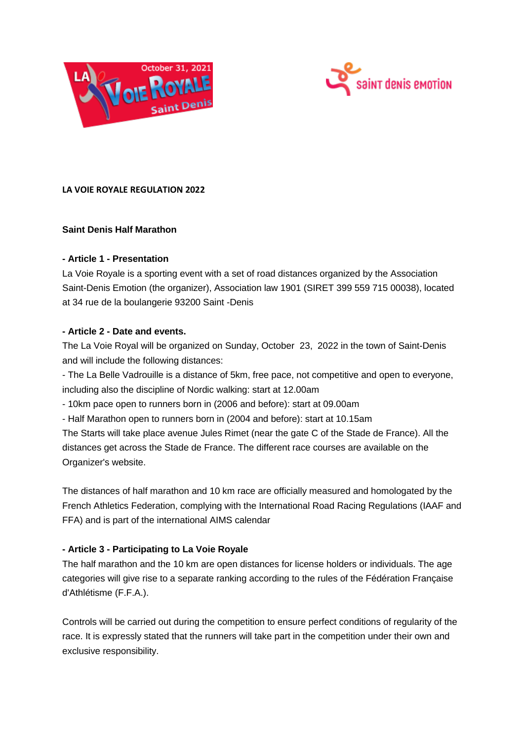**LA VOIE ROYALE REGULATION 2022**

## Saint Denis Half Marathon

### - Article 1 - Presentation

La Voie Royale is a sporting event with a set of road distances organized by the Association Saint-Denis Emotion (the organizer), Association law 1901 (SIRET 399 559 715 00038), located at 34 rue de la boulangerie 93200 Saint -Denis

### - Article 2 - Date and events.

The La Voie Royal will be organized on Sunday, October 23, 2022 in the town of Saint-Denis and will include the following distances:

- The La Belle Vadrouille is a distance of 5km, free pace, not competitive and open to everyone, including also the discipline of Nordic walking: start at 12.00am
- 10km pace open to runners born in (2006 and before): start at 09.00am
- Half Marathon open to runners born in (2004 and before): start at 10.15am

The Starts will take place avenue Jules Rimet (near the gate C of the Stade de France). All the distances get across the Stade de France. The different race courses are available on the Organizer's website.

The distances of half marathon and 10 km race are officially measured and homologated by the French Athletics Federation, complying with the International Road Racing Regulations (IAAF and FFA) and is part of the international AIMS calendar

### - Article 3 - Participating to La Voie Royale

The half marathon and the 10 km are open distances for license holders or individuals. The age categories will give rise to a separate ranking according to the rules of the Fédération Française d'Athlétisme (F.F.A.).

Controls will be carried out during the competition to ensure perfect conditions of regularity of the race. It is expressly stated that the runners will take part in the competition under their own and exclusive responsibility.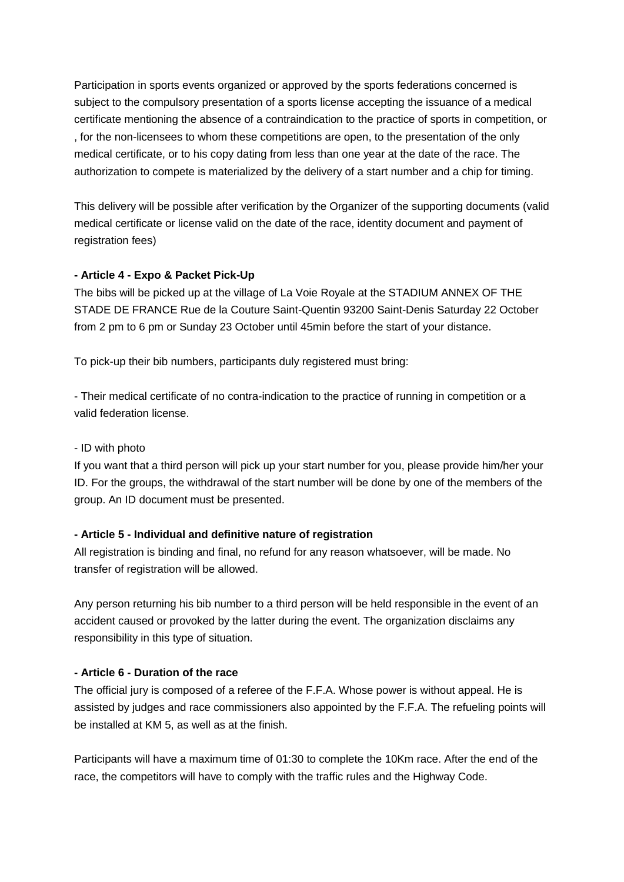Participation in sports events organized or approved by the sports federations concerned is subject to the compulsory presentation of a sports license accepting the issuance of a medical certificate mentioning the absence of a contraindication to the practice of sports in competition, or , for the non-licensees to whom these competitions are open, to the presentation of the only medical certificate, or to his copy dating from less than one year at the date of the race. The authorization to compete is materialized by the delivery of a start number and a chip for timing.

This delivery will be possible after verification by the Organizer of the supporting documents (valid medical certificate or license valid on the date of the race, identity document and payment of registration fees)

**- Article 4 - Expo & Packet Pick-Up**

The bibs will be picked up at the village of La Voie Royale at the STADIUM ANNEX OF THE STADE DE FRANCE Rue de la Couture Saint-Quentin 93200 Saint-Denis Saturday 22 October from 2 pm to 6 pm or Sunday 23 October until 45min before the start of your distance.

To pick-up their bib numbers, participants duly registered must bring:

- Their medical certificate of no contra-indication to the practice of running in competition or a valid federation license.

- ID with photo

If you want that a third person will pick up your start number for you, please provide him/her your ID. For the groups, the withdrawal of the start number will be done by one of the members of the group. An ID document must be presented.

**- Article 5 - Individual and definitive nature of registration**

All registration is binding and final, no refund for any reason whatsoever, will be made. No transfer of registration will be allowed.

Any person returning his bib number to a third person will be held responsible in the event of an accident caused or provoked by the latter during the event. The organization disclaims any responsibility in this type of situation.

**- Article 6 - Duration of the race**

The official jury is composed of a referee of the F.F.A. Whose power is without appeal. He is assisted by judges and race commissioners also appointed by the F.F.A. The refueling points will be installed at KM 5, as well as at the finish.

Participants will have a maximum time of 01:30 to complete the 10Km race. After the end of the race, the competitors will have to comply with the traffic rules and the Highway Code.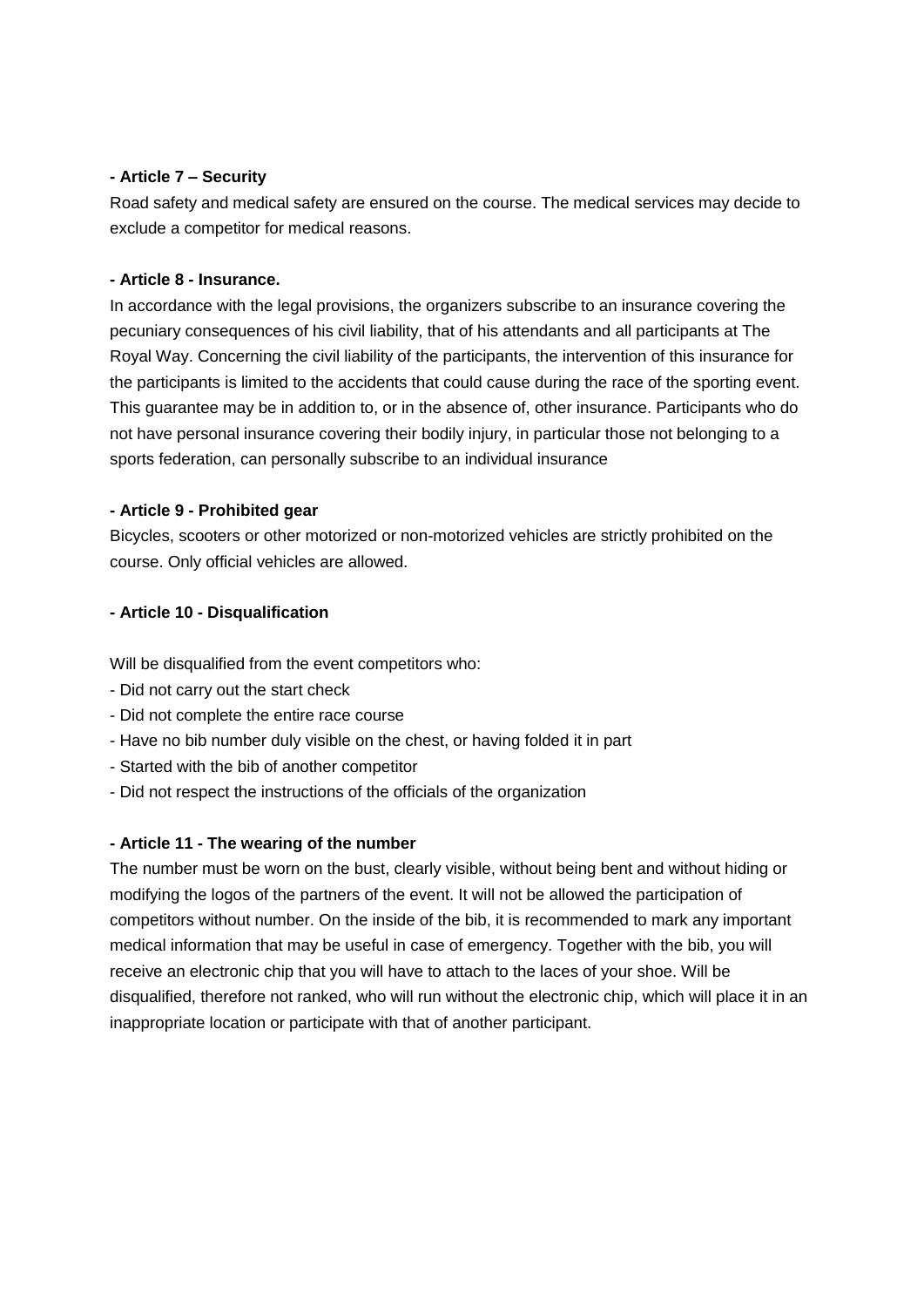**- Article 7 – Security**

Road safety and medical safety are ensured on the course. The medical services may decide to exclude a competitor for medical reasons.

**- Article 8 - Insurance.**

In accordance with the legal provisions, the organizers subscribe to an insurance covering the pecuniary consequences of his civil liability, that of his attendants and all participants at The Royal Way. Concerning the civil liability of the participants, the intervention of this insurance for the participants is limited to the accidents that could cause during the race of the sporting event. This guarantee may be in addition to, or in the absence of, other insurance. Participants who do not have personal insurance covering their bodily injury, in particular those not belonging to a sports federation, can personally subscribe to an individual insurance

**- Article 9 - Prohibited gear**

Bicycles, scooters or other motorized or non-motorized vehicles are strictly prohibited on the course. Only official vehicles are allowed.

**- Article 10 - Disqualification**

Will be disqualified from the event competitors who:

- Did not carry out the start check
- Did not complete the entire race course
- Have no bib number duly visible on the chest, or having folded it in part
- Started with the bib of another competitor
- Did not respect the instructions of the officials of the organization

**- Article 11 - The wearing of the number**

The number must be worn on the bust, clearly visible, without being bent and without hiding or modifying the logos of the partners of the event. It will not be allowed the participation of competitors without number. On the inside of the bib, it is recommended to mark any important medical information that may be useful in case of emergency. Together with the bib, you will receive an electronic chip that you will have to attach to the laces of your shoe. Will be disqualified, therefore not ranked, who will run without the electronic chip, which will place it in an inappropriate location or participate with that of another participant.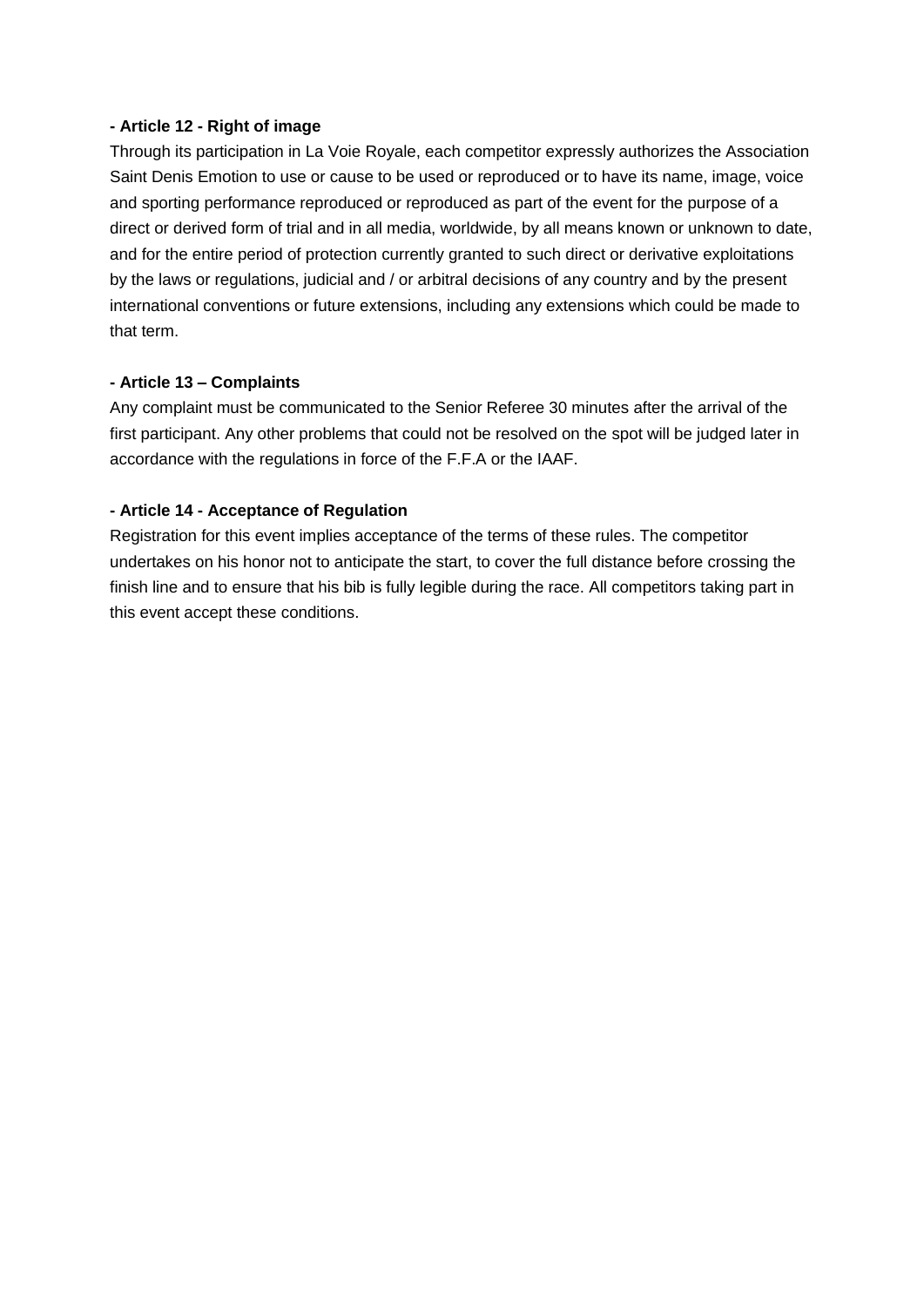**- Article 12 - Right of image**

Through its participation in La Voie Royale, each competitor expressly authorizes the Association Saint Denis Emotion to use or cause to be used or reproduced or to have its name, image, voice and sporting performance reproduced or reproduced as part of the event for the purpose of a direct or derived form of trial and in all media, worldwide, by all means known or unknown to date, and for the entire period of protection currently granted to such direct or derivative exploitations by the laws or regulations, judicial and / or arbitral decisions of any country and by the present international conventions or future extensions, including any extensions which could be made to that term.

**- Article 13 – Complaints**

Any complaint must be communicated to the Senior Referee 30 minutes after the arrival of the first participant. Any other problems that could not be resolved on the spot will be judged later in accordance with the regulations in force of the F.F.A or the IAAF.

**- Article 14 - Acceptance of Regulation**

Registration for this event implies acceptance of the terms of these rules. The competitor undertakes on his honor not to anticipate the start, to cover the full distance before crossing the finish line and to ensure that his bib is fully legible during the race. All competitors taking part in this event accept these conditions.